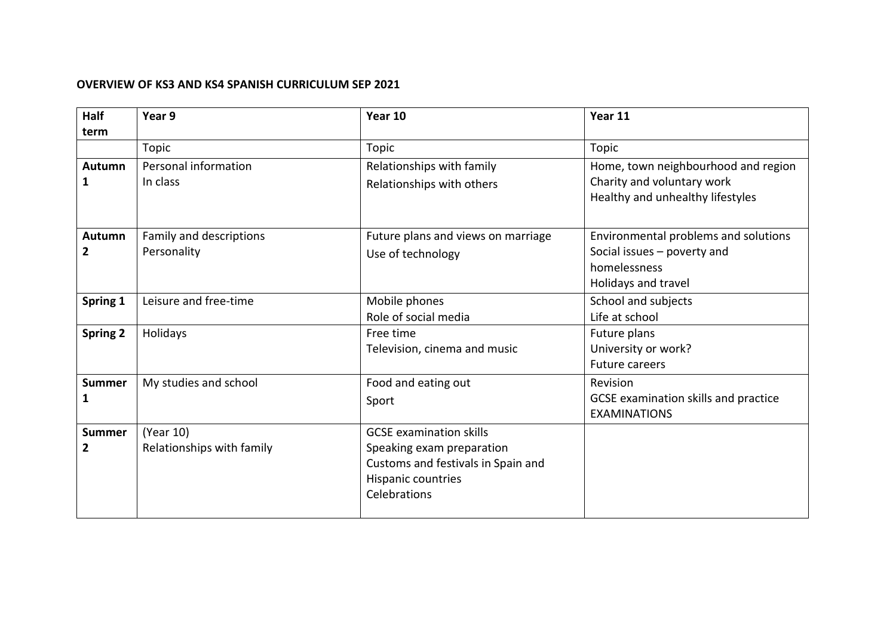**OVERVIEW OF KS3 AND KS4 SPANISH CURRICULUM SEP 2021**

| Half term | Year 9 | Year 10 | Year 11 |
|---|---|---|---|
| | Topic | Topic | Topic |
| **Autumn 1** | Personal information<br>In class | Relationships with family<br>Relationships with others | Home, town neighbourhood and region<br>Charity and voluntary work<br>Healthy and unhealthy lifestyles |
| **Autumn 2** | Family and descriptions<br>Personality | Future plans and views on marriage<br>Use of technology | Environmental problems and solutions<br>Social issues – poverty and homelessness<br>Holidays and travel |
| **Spring 1** | Leisure and free-time | Mobile phones<br>Role of social media | School and subjects<br>Life at school |
| **Spring 2** | Holidays | Free time<br>Television, cinema and music | Future plans<br>University or work?<br>Future careers |
| **Summer 1** | My studies and school | Food and eating out<br>Sport | Revision<br>GCSE examination skills and practice<br>EXAMINATIONS |
| **Summer 2** | (Year 10)<br>Relationships with family | GCSE examination skills<br>Speaking exam preparation<br>Customs and festivals in Spain and Hispanic countries<br>Celebrations | |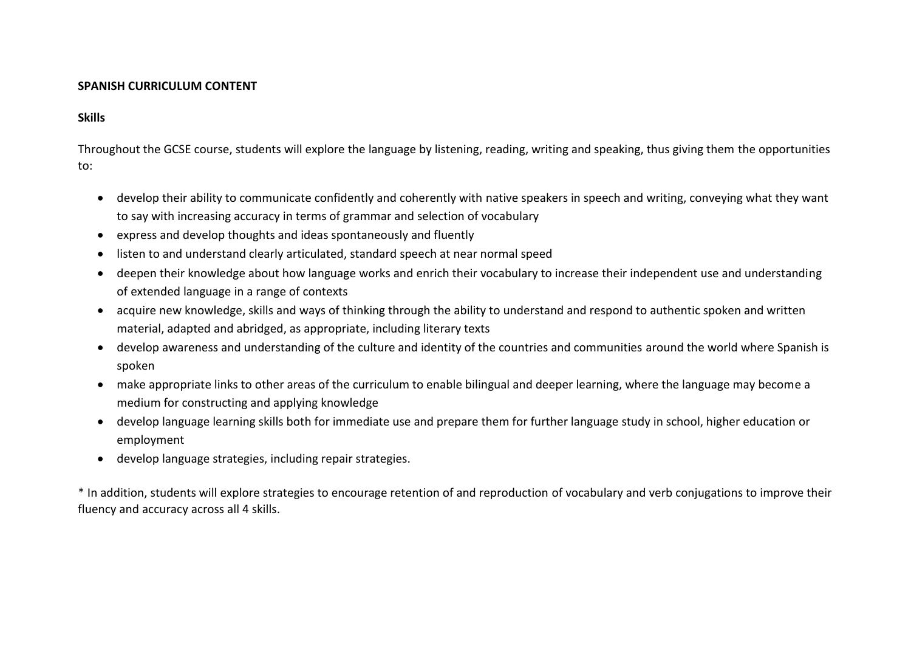**SPANISH CURRICULUM CONTENT**

**Skills**

Throughout the GCSE course, students will explore the language by listening, reading, writing and speaking, thus giving them the opportunities to:

- develop their ability to communicate confidently and coherently with native speakers in speech and writing, conveying what they want to say with increasing accuracy in terms of grammar and selection of vocabulary
- express and develop thoughts and ideas spontaneously and fluently
- listen to and understand clearly articulated, standard speech at near normal speed
- deepen their knowledge about how language works and enrich their vocabulary to increase their independent use and understanding of extended language in a range of contexts
- acquire new knowledge, skills and ways of thinking through the ability to understand and respond to authentic spoken and written material, adapted and abridged, as appropriate, including literary texts
- develop awareness and understanding of the culture and identity of the countries and communities around the world where Spanish is spoken
- make appropriate links to other areas of the curriculum to enable bilingual and deeper learning, where the language may become a medium for constructing and applying knowledge
- develop language learning skills both for immediate use and prepare them for further language study in school, higher education or employment
- develop language strategies, including repair strategies.

* In addition, students will explore strategies to encourage retention of and reproduction of vocabulary and verb conjugations to improve their fluency and accuracy across all 4 skills.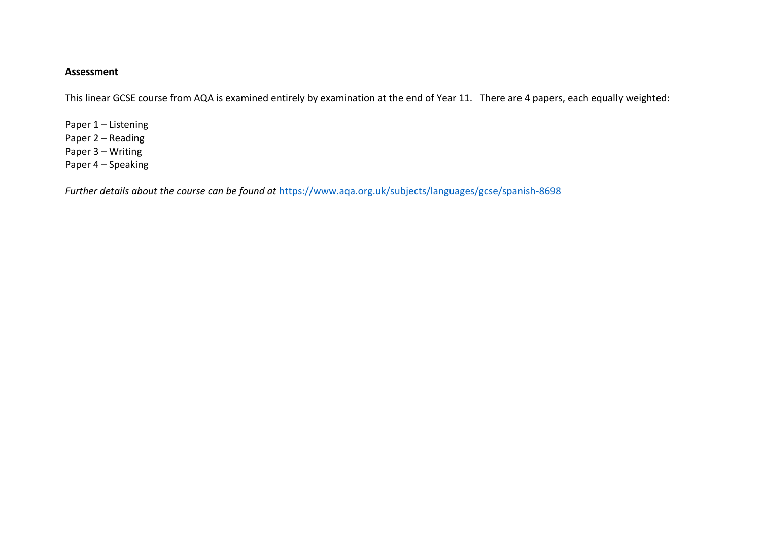**Assessment**

This linear GCSE course from AQA is examined entirely by examination at the end of Year 11. There are 4 papers, each equally weighted:

Paper 1 – Listening
Paper 2 – Reading
Paper 3 – Writing
Paper 4 – Speaking

*Further details about the course can be found at* https://www.aqa.org.uk/subjects/languages/gcse/spanish-8698